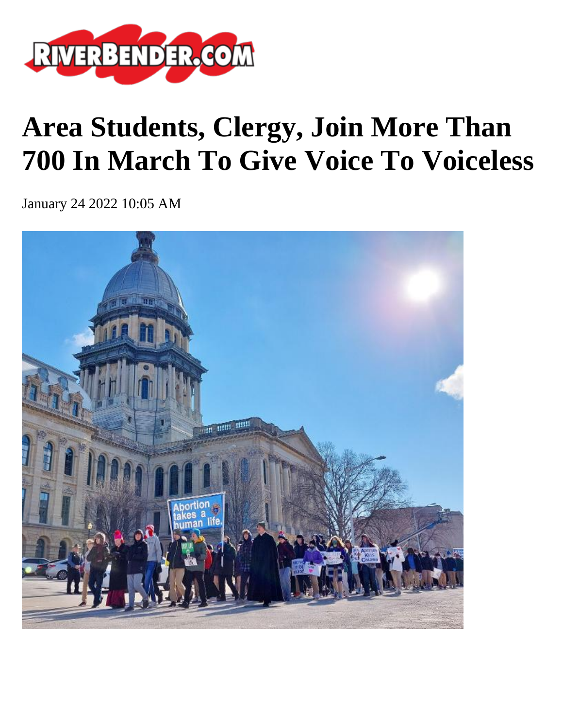# Area Students, Clergy, Join More Than 700 In March To Give Voice To Voiceless

January 24 2022 10:05 AM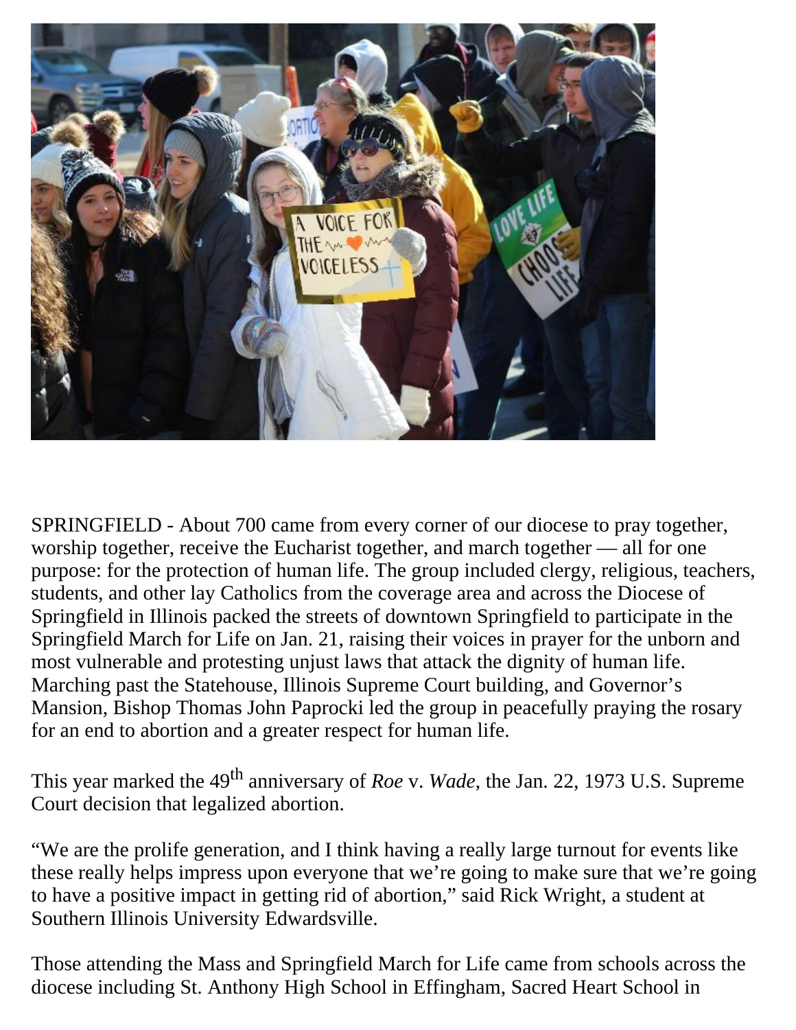SPRINGFIELD - About 700 came from every corner of our diocese to pray together, worship together, receive the Eucharist together, and march together — all for one purpose: for the protection of human life. The group included clergy, religious, teachers, students, and other lay Catholics from the coverage area and across the Diocese of Springfield in Illinois packed the streets of downtown Springfield to participate in the Springfield March for Life on Jan. 21, raising their voices in prayer for the unborn and most vulnerable and protesting unjust laws that attack the dignity of human life. Marching past the Statehouse, Illinois Supreme Court building, and Governor's Mansion, Bishop Thomas John Paprocki led the group in peacefully praying the rosary for an end to abortion and a greater respect for human life.

This year marked the 49th anniversary of *Roe* v. *Wade*, the Jan. 22, 1973 U.S. Supreme Court decision that legalized abortion.

"We are the prolife generation, and I think having a really large turnout for events like these really helps impress upon everyone that we're going to make sure that we're going to have a positive impact in getting rid of abortion," said Rick Wright, a student at Southern Illinois University Edwardsville.

Those attending the Mass and Springfield March for Life came from schools across the diocese including St. Anthony High School in Effingham, Sacred Heart School in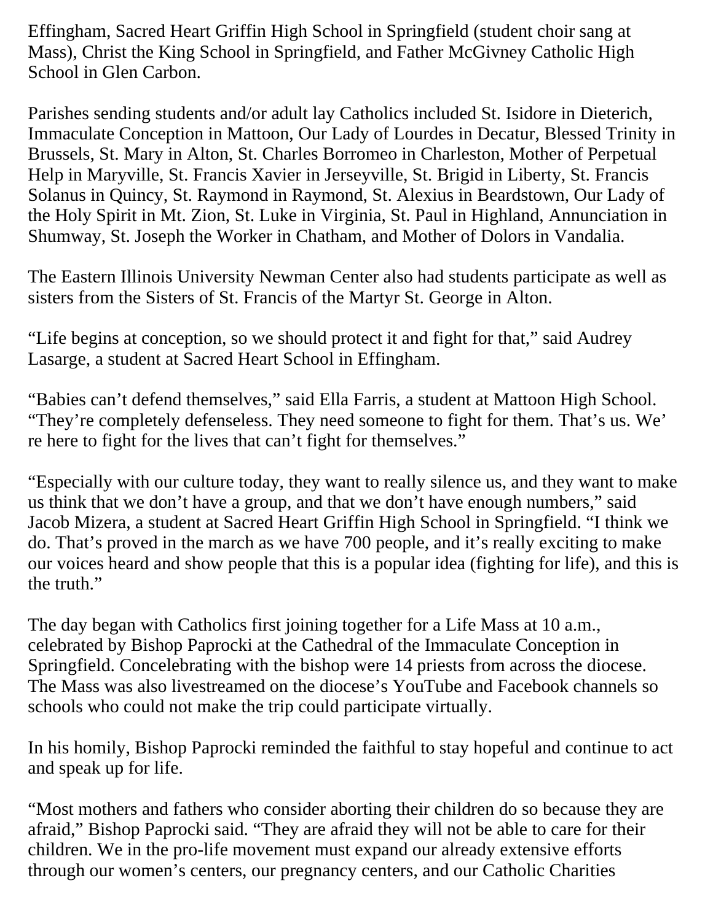Effingham, Sacred Heart Griffin High School in Springfield (student choir sang at Mass), Christ the King School in Springfield, and Father McGivney Catholic High School in Glen Carbon.

Parishes sending students and/or adult lay Catholics included St. Isidore in Dieterich, Immaculate Conception in Mattoon, Our Lady of Lourdes in Decatur, Blessed Trinity in Brussels, St. Mary in Alton, St. Charles Borromeo in Charleston, Mother of Perpetual Help in Maryville, St. Francis Xavier in Jerseyville, St. Brigid in Liberty, St. Francis Solanus in Quincy, St. Raymond in Raymond, St. Alexius in Beardstown, Our Lady of the Holy Spirit in Mt. Zion, St. Luke in Virginia, St. Paul in Highland, Annunciation in Shumway, St. Joseph the Worker in Chatham, and Mother of Dolors in Vandalia.

The Eastern Illinois University Newman Center also had students participate as well as sisters from the Sisters of St. Francis of the Martyr St. George in Alton.

"Life begins at conception, so we should protect it and fight for that," said Audrey Lasarge, a student at Sacred Heart School in Effingham.

"Babies can't defend themselves," said Ella Farris, a student at Mattoon High School. "They're completely defenseless. They need someone to fight for them. That's us. We're here to fight for the lives that can't fight for themselves."

"Especially with our culture today, they want to really silence us, and they want to make us think that we don't have a group, and that we don't have enough numbers," said Jacob Mizera, a student at Sacred Heart Griffin High School in Springfield. "I think we do. That's proved in the march as we have 700 people, and it's really exciting to make our voices heard and show people that this is a popular idea (fighting for life), and this is the truth."

The day began with Catholics first joining together for a Life Mass at 10 a.m., celebrated by Bishop Paprocki at the Cathedral of the Immaculate Conception in Springfield. Concelebrating with the bishop were 14 priests from across the diocese. The Mass was also livestreamed on the diocese's YouTube and Facebook channels so schools who could not make the trip could participate virtually.

In his homily, Bishop Paprocki reminded the faithful to stay hopeful and continue to act and speak up for life.

"Most mothers and fathers who consider aborting their children do so because they are afraid," Bishop Paprocki said. "They are afraid they will not be able to care for their children. We in the pro-life movement must expand our already extensive efforts through our women's centers, our pregnancy centers, and our Catholic Charities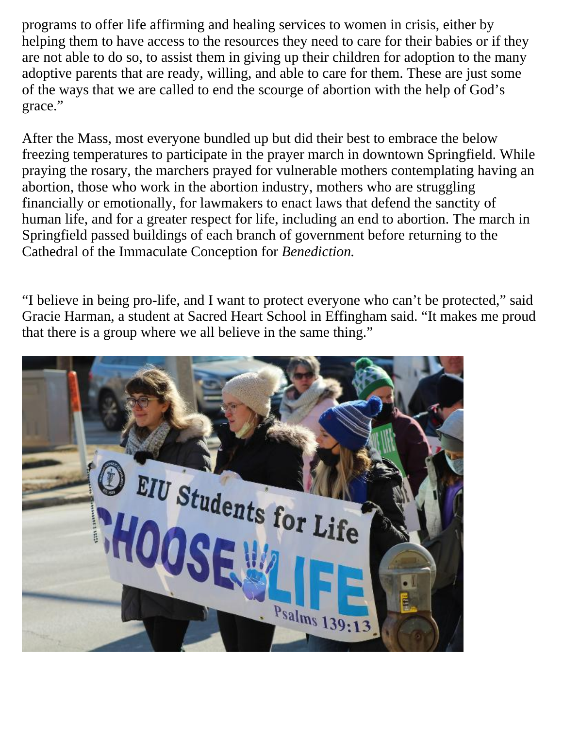programs to offer life affirming and healing services to women in crisis, either by helping them to have access to the resources they need to care for their babies or if they are not able to do so, to assist them in giving up their children for adoption to the many adoptive parents that are ready, willing, and able to care for them. These are just some of the ways that we are called to end the scourge of abortion with the help of God's grace."

After the Mass, most everyone bundled up but did their best to embrace the below freezing temperatures to participate in the prayer march in downtown Springfield. While praying the rosary, the marchers prayed for vulnerable mothers contemplating having an abortion, those who work in the abortion industry, mothers who are struggling financially or emotionally, for lawmakers to enact laws that defend the sanctity of human life, and for a greater respect for life, including an end to abortion. The march in Springfield passed buildings of each branch of government before returning to the Cathedral of the Immaculate Conception for *Benediction.*

"I believe in being pro-life, and I want to protect everyone who can't be protected," said Gracie Harman, a student at Sacred Heart School in Effingham said. "It makes me proud that there is a group where we all believe in the same thing."